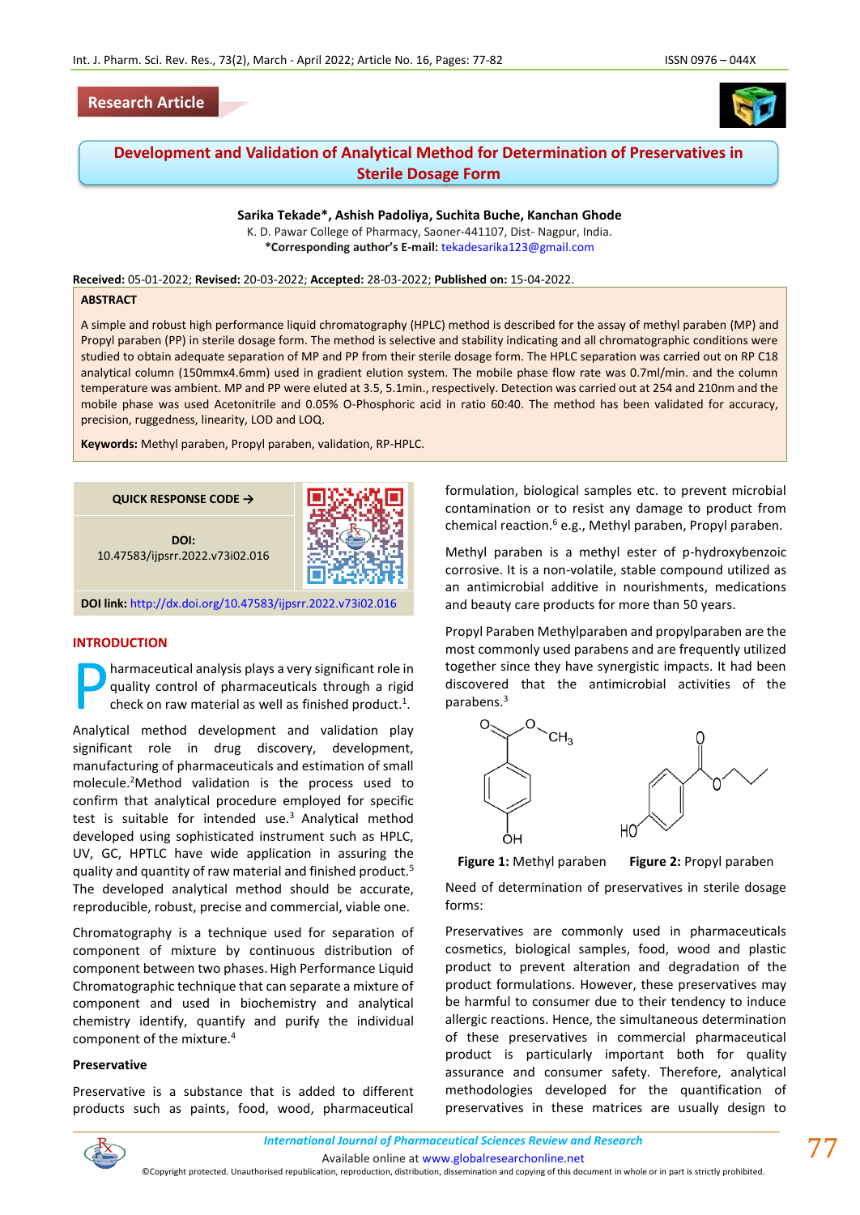Research Article

# Development and Validation of Analytical Method for Determination of Preservatives in Sterile Dosage Form

**Sarika Tekade*, Ashish Padoliya, Suchita Buche, Kanchan Ghode**

K. D. Pawar College of Pharmacy, Saoner-441107, Dist- Nagpur, India.

***Corresponding author's E-mail:** tekadesarika123@gmail.com

**Received:** 05-01-2022; **Revised:** 20-03-2022; **Accepted:** 28-03-2022; **Published on:** 15-04-2022.

## ABSTRACT

A simple and robust high performance liquid chromatography (HPLC) method is described for the assay of methyl paraben (MP) and Propyl paraben (PP) in sterile dosage form. The method is selective and stability indicating and all chromatographic conditions were studied to obtain adequate separation of MP and PP from their sterile dosage form. The HPLC separation was carried out on RP C18 analytical column (150mmx4.6mm) used in gradient elution system. The mobile phase flow rate was 0.7ml/min. and the column temperature was ambient. MP and PP were eluted at 3.5, 5.1min., respectively. Detection was carried out at 254 and 210nm and the mobile phase was used Acetonitrile and 0.05% O-Phosphoric acid in ratio 60:40. The method has been validated for accuracy, precision, ruggedness, linearity, LOD and LOQ.

**Keywords:** Methyl paraben, Propyl paraben, validation, RP-HPLC.

QUICK RESPONSE CODE →

DOI: 10.47583/ijpsrr.2022.v73i02.016

**DOI link:** http://dx.doi.org/10.47583/ijpsrr.2022.v73i02.016

## INTRODUCTION

Pharmaceutical analysis plays a very significant role in quality control of pharmaceuticals through a rigid check on raw material as well as finished product.[1].

Analytical method development and validation play significant role in drug discovery, development, manufacturing of pharmaceuticals and estimation of small molecule.[2]Method validation is the process used to confirm that analytical procedure employed for specific test is suitable for intended use.[3] Analytical method developed using sophisticated instrument such as HPLC, UV, GC, HPTLC have wide application in assuring the quality and quantity of raw material and finished product.[5] The developed analytical method should be accurate, reproducible, robust, precise and commercial, viable one.

Chromatography is a technique used for separation of component of mixture by continuous distribution of component between two phases. High Performance Liquid Chromatographic technique that can separate a mixture of component and used in biochemistry and analytical chemistry identify, quantify and purify the individual component of the mixture.[4]

### Preservative

Preservative is a substance that is added to different products such as paints, food, wood, pharmaceutical formulation, biological samples etc. to prevent microbial contamination or to resist any damage to product from chemical reaction.[6] e.g., Methyl paraben, Propyl paraben.

Methyl paraben is a methyl ester of p-hydroxybenzoic corrosive. It is a non-volatile, stable compound utilized as an antimicrobial additive in nourishments, medications and beauty care products for more than 50 years.

Propyl Paraben Methylparaben and propylparaben are the most commonly used parabens and are frequently utilized together since they have synergistic impacts. It had been discovered that the antimicrobial activities of the parabens.[3]

**Figure 1:** Methyl paraben **Figure 2:** Propyl paraben

Need of determination of preservatives in sterile dosage forms:

Preservatives are commonly used in pharmaceuticals cosmetics, biological samples, food, wood and plastic product to prevent alteration and degradation of the product formulations. However, these preservatives may be harmful to consumer due to their tendency to induce allergic reactions. Hence, the simultaneous determination of these preservatives in commercial pharmaceutical product is particularly important both for quality assurance and consumer safety. Therefore, analytical methodologies developed for the quantification of preservatives in these matrices are usually design to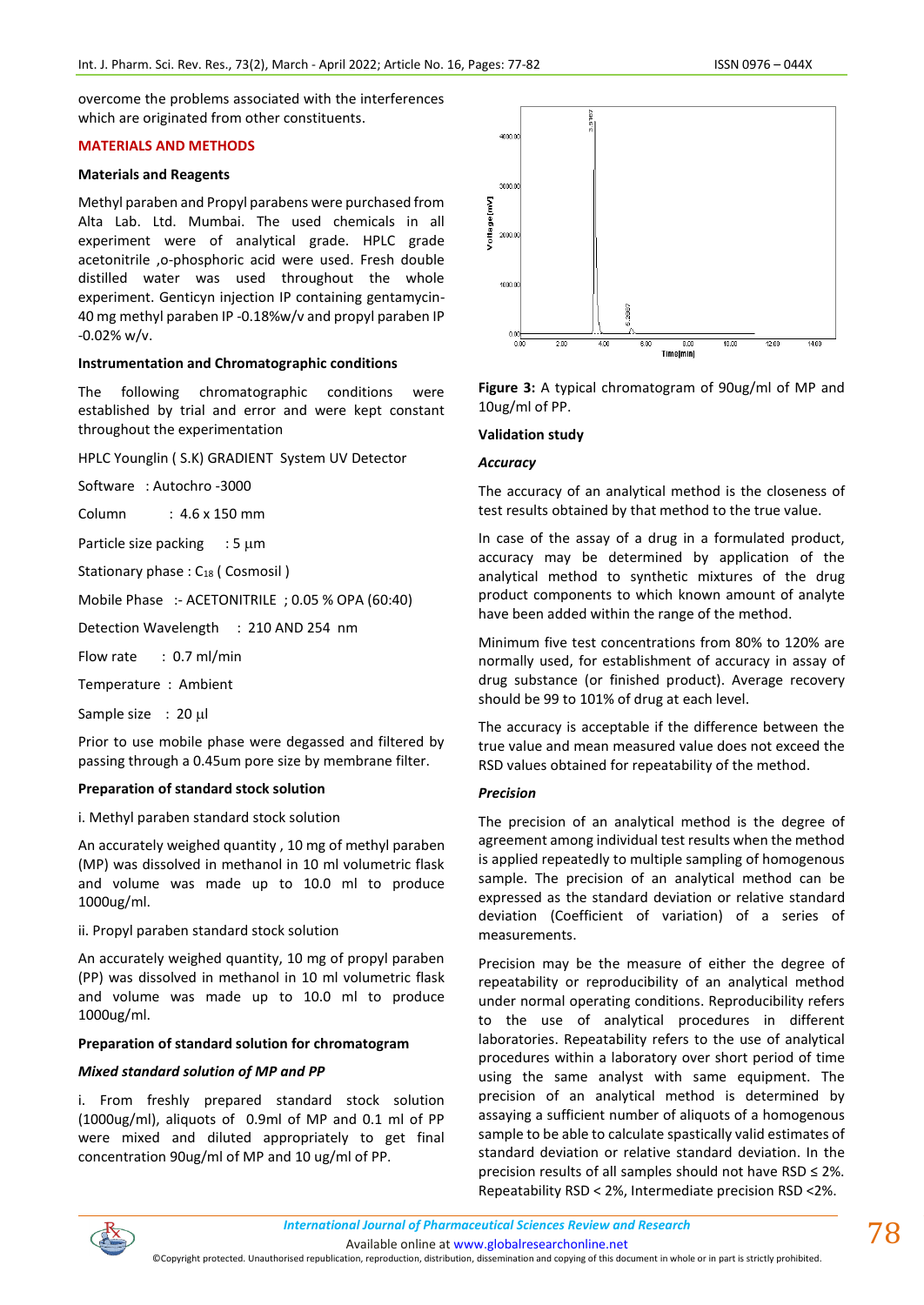overcome the problems associated with the interferences which are originated from other constituents.

## MATERIALS AND METHODS

### Materials and Reagents

Methyl paraben and Propyl parabens were purchased from Alta Lab. Ltd. Mumbai. The used chemicals in all experiment were of analytical grade. HPLC grade acetonitrile ,o-phosphoric acid were used. Fresh double distilled water was used throughout the whole experiment. Genticyn injection IP containing gentamycin-40 mg methyl paraben IP -0.18%w/v and propyl paraben IP -0.02% w/v.

### Instrumentation and Chromatographic conditions

The following chromatographic conditions were established by trial and error and were kept constant throughout the experimentation

HPLC Younglin ( S.K) GRADIENT System UV Detector

Software : Autochro -3000

Column : 4.6 x 150 mm

Particle size packing : 5 µm

Stationary phase : $C_{18}$ ( Cosmosil )

Mobile Phase :- ACETONITRILE ; 0.05 % OPA (60:40)

Detection Wavelength : 210 AND 254 nm

Flow rate : 0.7 ml/min

Temperature : Ambient

Sample size : 20 µl

Prior to use mobile phase were degassed and filtered by passing through a 0.45um pore size by membrane filter.

### Preparation of standard stock solution

i. Methyl paraben standard stock solution

An accurately weighed quantity , 10 mg of methyl paraben (MP) was dissolved in methanol in 10 ml volumetric flask and volume was made up to 10.0 ml to produce 1000ug/ml.

ii. Propyl paraben standard stock solution

An accurately weighed quantity, 10 mg of propyl paraben (PP) was dissolved in methanol in 10 ml volumetric flask and volume was made up to 10.0 ml to produce 1000ug/ml.

### Preparation of standard solution for chromatogram

#### *Mixed standard solution of MP and PP*

i. From freshly prepared standard stock solution (1000ug/ml), aliquots of 0.9ml of MP and 0.1 ml of PP were mixed and diluted appropriately to get final concentration 90ug/ml of MP and 10 ug/ml of PP.

**Figure 3:** A typical chromatogram of 90ug/ml of MP and 10ug/ml of PP.

### Validation study

#### *Accuracy*

The accuracy of an analytical method is the closeness of test results obtained by that method to the true value.

In case of the assay of a drug in a formulated product, accuracy may be determined by application of the analytical method to synthetic mixtures of the drug product components to which known amount of analyte have been added within the range of the method.

Minimum five test concentrations from 80% to 120% are normally used, for establishment of accuracy in assay of drug substance (or finished product). Average recovery should be 99 to 101% of drug at each level.

The accuracy is acceptable if the difference between the true value and mean measured value does not exceed the RSD values obtained for repeatability of the method.

#### *Precision*

The precision of an analytical method is the degree of agreement among individual test results when the method is applied repeatedly to multiple sampling of homogenous sample. The precision of an analytical method can be expressed as the standard deviation or relative standard deviation (Coefficient of variation) of a series of measurements.

Precision may be the measure of either the degree of repeatability or reproducibility of an analytical method under normal operating conditions. Reproducibility refers to the use of analytical procedures in different laboratories. Repeatability refers to the use of analytical procedures within a laboratory over short period of time using the same analyst with same equipment. The precision of an analytical method is determined by assaying a sufficient number of aliquots of a homogenous sample to be able to calculate spastically valid estimates of standard deviation or relative standard deviation. In the precision results of all samples should not have RSD ≤ 2%. Repeatability RSD < 2%, Intermediate precision RSD <2%.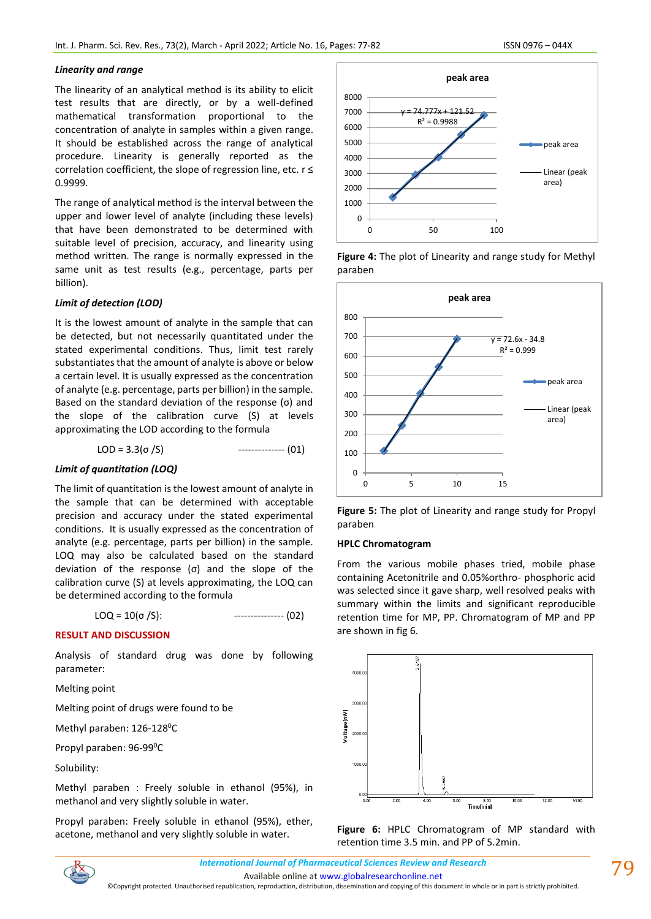### *Linearity and range*

The linearity of an analytical method is its ability to elicit test results that are directly, or by a well-defined mathematical transformation proportional to the concentration of analyte in samples within a given range. It should be established across the range of analytical procedure. Linearity is generally reported as the correlation coefficient, the slope of regression line, etc. r ≤ 0.9999.

The range of analytical method is the interval between the upper and lower level of analyte (including these levels) that have been demonstrated to be determined with suitable level of precision, accuracy, and linearity using method written. The range is normally expressed in the same unit as test results (e.g., percentage, parts per billion).

### *Limit of detection (LOD)*

It is the lowest amount of analyte in the sample that can be detected, but not necessarily quantitated under the stated experimental conditions. Thus, limit test rarely substantiates that the amount of analyte is above or below a certain level. It is usually expressed as the concentration of analyte (e.g. percentage, parts per billion) in the sample. Based on the standard deviation of the response (σ) and the slope of the calibration curve (S) at levels approximating the LOD according to the formula

$$LOD = 3.3(\sigma / S) \quad \text{-------------- (01)}$$

### *Limit of quantitation (LOQ)*

The limit of quantitation is the lowest amount of analyte in the sample that can be determined with acceptable precision and accuracy under the stated experimental conditions. It is usually expressed as the concentration of analyte (e.g. percentage, parts per billion) in the sample. LOQ may also be calculated based on the standard deviation of the response (σ) and the slope of the calibration curve (S) at levels approximating, the LOQ can be determined according to the formula

$$LOQ = 10(\sigma / S): \quad \text{--------------- (02)}$$

## RESULT AND DISCUSSION

Analysis of standard drug was done by following parameter:

Melting point

Melting point of drugs were found to be

Methyl paraben: 126-128$^0$C

Propyl paraben: 96-99$^0$C

Solubility:

Methyl paraben : Freely soluble in ethanol (95%), in methanol and very slightly soluble in water.

Propyl paraben: Freely soluble in ethanol (95%), ether, acetone, methanol and very slightly soluble in water.

**Figure 4:** The plot of Linearity and range study for Methyl paraben

**Figure 5:** The plot of Linearity and range study for Propyl paraben

### HPLC Chromatogram

From the various mobile phases tried, mobile phase containing Acetonitrile and 0.05%ortho- phosphoric acid was selected since it gave sharp, well resolved peaks with summary within the limits and significant reproducible retention time for MP, PP. Chromatogram of MP and PP are shown in fig 6.

**Figure 6:** HPLC Chromatogram of MP standard with retention time 3.5 min. and PP of 5.2min.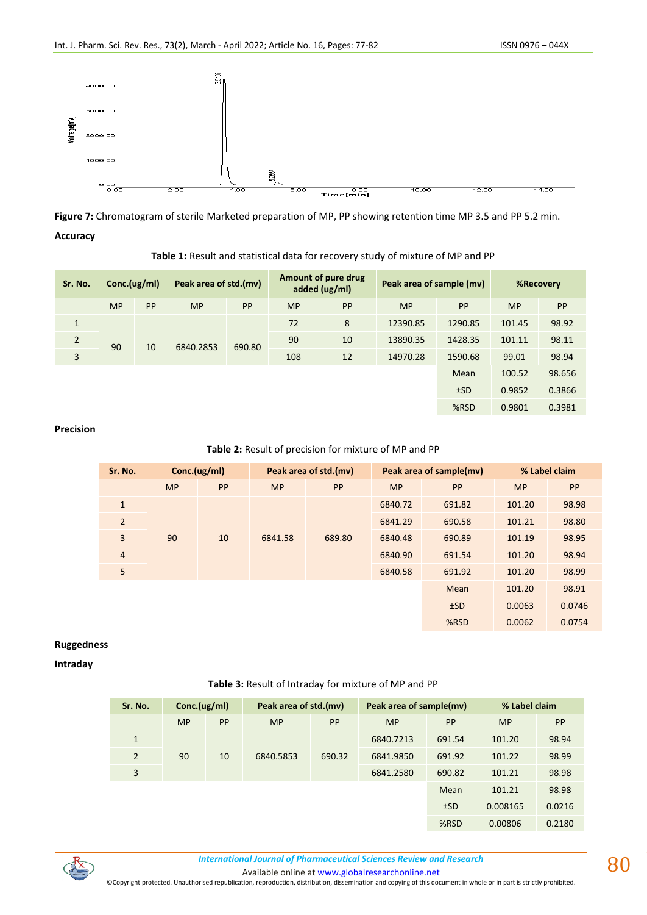**Figure 7:** Chromatogram of sterile Marketed preparation of MP, PP showing retention time MP 3.5 and PP 5.2 min.

**Accuracy**

**Table 1:** Result and statistical data for recovery study of mixture of MP and PP

| Sr. No. | Conc.(ug/ml) | | Peak area of std.(mv) | | Amount of pure drug added (ug/ml) | | Peak area of sample (mv) | | %Recovery | |
|---|---|---|---|---|---|---|---|---|---|---|
| | MP | PP | MP | PP | MP | PP | MP | PP | MP | PP |
| 1 | 90 | 10 | 6840.2853 | 690.80 | 72 | 8 | 12390.85 | 1290.85 | 101.45 | 98.92 |
| 2 | | | | | 90 | 10 | 13890.35 | 1428.35 | 101.11 | 98.11 |
| 3 | | | | | 108 | 12 | 14970.28 | 1590.68 | 99.01 | 98.94 |
| | | | | | | | | Mean | 100.52 | 98.656 |
| | | | | | | | | ±SD | 0.9852 | 0.3866 |
| | | | | | | | | %RSD | 0.9801 | 0.3981 |

**Precision**

**Table 2:** Result of precision for mixture of MP and PP

| Sr. No. | Conc.(ug/ml) | | Peak area of std.(mv) | | Peak area of sample(mv) | | % Label claim | |
|---|---|---|---|---|---|---|---|---|
| | MP | PP | MP | PP | MP | PP | MP | PP |
| 1 | 90 | 10 | 6841.58 | 689.80 | 6840.72 | 691.82 | 101.20 | 98.98 |
| 2 | | | | | 6841.29 | 690.58 | 101.21 | 98.80 |
| 3 | | | | | 6840.48 | 690.89 | 101.19 | 98.95 |
| 4 | | | | | 6840.90 | 691.54 | 101.20 | 98.94 |
| 5 | | | | | 6840.58 | 691.92 | 101.20 | 98.99 |
| | | | | | | Mean | 101.20 | 98.91 |
| | | | | | | ±SD | 0.0063 | 0.0746 |
| | | | | | | %RSD | 0.0062 | 0.0754 |

**Ruggedness**

**Intraday**

**Table 3:** Result of Intraday for mixture of MP and PP

| Sr. No. | Conc.(ug/ml) | | Peak area of std.(mv) | | Peak area of sample(mv) | | % Label claim | |
|---|---|---|---|---|---|---|---|---|
| | MP | PP | MP | PP | MP | PP | MP | PP |
| 1 | 90 | 10 | 6840.5853 | 690.32 | 6840.7213 | 691.54 | 101.20 | 98.94 |
| 2 | | | | | 6841.9850 | 691.92 | 101.22 | 98.99 |
| 3 | | | | | 6841.2580 | 690.82 | 101.21 | 98.98 |
| | | | | | | Mean | 101.21 | 98.98 |
| | | | | | | ±SD | 0.008165 | 0.0216 |
| | | | | | | %RSD | 0.00806 | 0.2180 |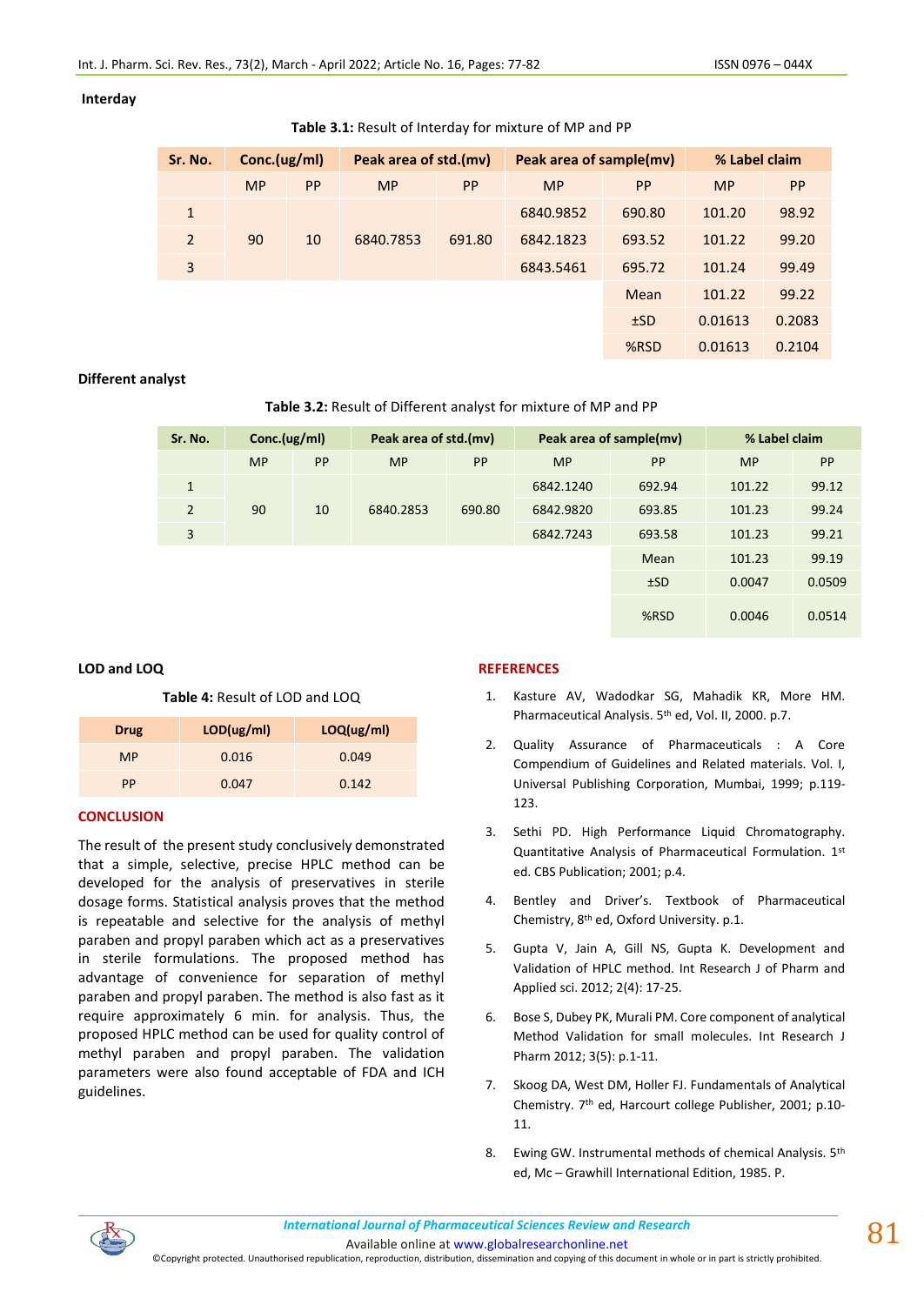**Interday**

**Table 3.1:** Result of Interday for mixture of MP and PP

| Sr. No. | Conc.(ug/ml) | | Peak area of std.(mv) | | Peak area of sample(mv) | | % Label claim | |
|---|---|---|---|---|---|---|---|---|
| | MP | PP | MP | PP | MP | PP | MP | PP |
| 1 | 90 | 10 | 6840.7853 | 691.80 | 6840.9852 | 690.80 | 101.20 | 98.92 |
| 2 | | | | | 6842.1823 | 693.52 | 101.22 | 99.20 |
| 3 | | | | | 6843.5461 | 695.72 | 101.24 | 99.49 |
| | | | | | | Mean | 101.22 | 99.22 |
| | | | | | | ±SD | 0.01613 | 0.2083 |
| | | | | | | %RSD | 0.01613 | 0.2104 |

**Different analyst**

**Table 3.2:** Result of Different analyst for mixture of MP and PP

| Sr. No. | Conc.(ug/ml) | | Peak area of std.(mv) | | Peak area of sample(mv) | | % Label claim | |
|---|---|---|---|---|---|---|---|---|
| | MP | PP | MP | PP | MP | PP | MP | PP |
| 1 | 90 | 10 | 6840.2853 | 690.80 | 6842.1240 | 692.94 | 101.22 | 99.12 |
| 2 | | | | | 6842.9820 | 693.85 | 101.23 | 99.24 |
| 3 | | | | | 6842.7243 | 693.58 | 101.23 | 99.21 |
| | | | | | | Mean | 101.23 | 99.19 |
| | | | | | | ±SD | 0.0047 | 0.0509 |
| | | | | | | %RSD | 0.0046 | 0.0514 |

**LOD and LOQ**

**Table 4:** Result of LOD and LOQ

| Drug | LOD(ug/ml) | LOQ(ug/ml) |
|---|---|---|
| MP | 0.016 | 0.049 |
| PP | 0.047 | 0.142 |

## CONCLUSION

The result of the present study conclusively demonstrated that a simple, selective, precise HPLC method can be developed for the analysis of preservatives in sterile dosage forms. Statistical analysis proves that the method is repeatable and selective for the analysis of methyl paraben and propyl paraben which act as a preservatives in sterile formulations. The proposed method has advantage of convenience for separation of methyl paraben and propyl paraben. The method is also fast as it require approximately 6 min. for analysis. Thus, the proposed HPLC method can be used for quality control of methyl paraben and propyl paraben. The validation parameters were also found acceptable of FDA and ICH guidelines.

## REFERENCES

1. Kasture AV, Wadodkar SG, Mahadik KR, More HM. Pharmaceutical Analysis. 5th ed, Vol. II, 2000. p.7.
2. Quality Assurance of Pharmaceuticals : A Core Compendium of Guidelines and Related materials. Vol. I, Universal Publishing Corporation, Mumbai, 1999; p.119-123.
3. Sethi PD. High Performance Liquid Chromatography. Quantitative Analysis of Pharmaceutical Formulation. 1st ed. CBS Publication; 2001; p.4.
4. Bentley and Driver's. Textbook of Pharmaceutical Chemistry, 8th ed, Oxford University. p.1.
5. Gupta V, Jain A, Gill NS, Gupta K. Development and Validation of HPLC method. Int Research J of Pharm and Applied sci. 2012; 2(4): 17-25.
6. Bose S, Dubey PK, Murali PM. Core component of analytical Method Validation for small molecules. Int Research J Pharm 2012; 3(5): p.1-11.
7. Skoog DA, West DM, Holler FJ. Fundamentals of Analytical Chemistry. 7th ed, Harcourt college Publisher, 2001; p.10-11.
8. Ewing GW. Instrumental methods of chemical Analysis. 5th ed, Mc – Grawhill International Edition, 1985. P.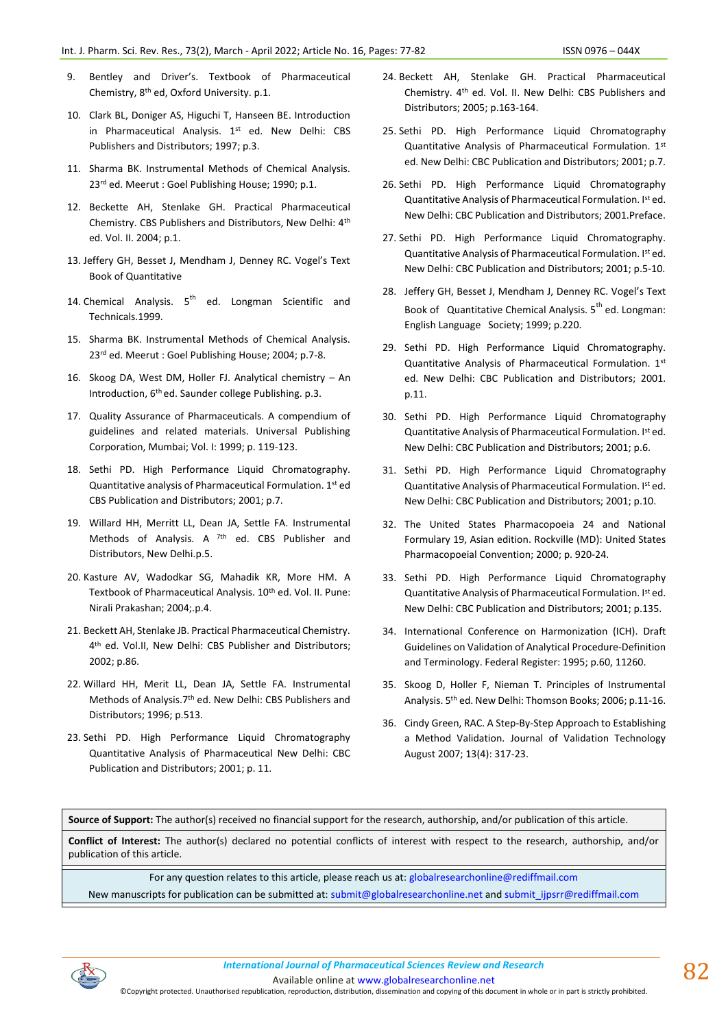9. Bentley and Driver's. Textbook of Pharmaceutical Chemistry, 8th ed, Oxford University. p.1.

10. Clark BL, Doniger AS, Higuchi T, Hanseen BE. Introduction in Pharmaceutical Analysis. 1st ed. New Delhi: CBS Publishers and Distributors; 1997; p.3.

11. Sharma BK. Instrumental Methods of Chemical Analysis. 23rd ed. Meerut : Goel Publishing House; 1990; p.1.

12. Beckette AH, Stenlake GH. Practical Pharmaceutical Chemistry. CBS Publishers and Distributors, New Delhi: 4th ed. Vol. II. 2004; p.1.

13. Jeffery GH, Besset J, Mendham J, Denney RC. Vogel's Text Book of Quantitative

14. Chemical Analysis. 5th ed. Longman Scientific and Technicals.1999.

15. Sharma BK. Instrumental Methods of Chemical Analysis. 23rd ed. Meerut : Goel Publishing House; 2004; p.7-8.

16. Skoog DA, West DM, Holler FJ. Analytical chemistry – An Introduction, 6th ed. Saunder college Publishing. p.3.

17. Quality Assurance of Pharmaceuticals. A compendium of guidelines and related materials. Universal Publishing Corporation, Mumbai; Vol. I: 1999; p. 119-123.

18. Sethi PD. High Performance Liquid Chromatography. Quantitative analysis of Pharmaceutical Formulation. 1st ed CBS Publication and Distributors; 2001; p.7.

19. Willard HH, Merritt LL, Dean JA, Settle FA. Instrumental Methods of Analysis. A 7th ed. CBS Publisher and Distributors, New Delhi.p.5.

20. Kasture AV, Wadodkar SG, Mahadik KR, More HM. A Textbook of Pharmaceutical Analysis. 10th ed. Vol. II. Pune: Nirali Prakashan; 2004;.p.4.

21. Beckett AH, Stenlake JB. Practical Pharmaceutical Chemistry. 4th ed. Vol.II, New Delhi: CBS Publisher and Distributors; 2002; p.86.

22. Willard HH, Merit LL, Dean JA, Settle FA. Instrumental Methods of Analysis.7th ed. New Delhi: CBS Publishers and Distributors; 1996; p.513.

23. Sethi PD. High Performance Liquid Chromatography Quantitative Analysis of Pharmaceutical Formulation New Delhi: CBC Publication and Distributors; 2001; p. 11.

24. Beckett AH, Stenlake GH. Practical Pharmaceutical Chemistry. 4th ed. Vol. II. New Delhi: CBS Publishers and Distributors; 2005; p.163-164.

25. Sethi PD. High Performance Liquid Chromatography Quantitative Analysis of Pharmaceutical Formulation. 1st ed. New Delhi: CBC Publication and Distributors; 2001; p.7.

26. Sethi PD. High Performance Liquid Chromatography Quantitative Analysis of Pharmaceutical Formulation. Ist ed. New Delhi: CBC Publication and Distributors; 2001.Preface.

27. Sethi PD. High Performance Liquid Chromatography. Quantitative Analysis of Pharmaceutical Formulation. Ist ed. New Delhi: CBC Publication and Distributors; 2001; p.5-10.

28. Jeffery GH, Besset J, Mendham J, Denney RC. Vogel's Text Book of Quantitative Chemical Analysis. 5th ed. Longman: English Language Society; 1999; p.220.

29. Sethi PD. High Performance Liquid Chromatography. Quantitative Analysis of Pharmaceutical Formulation. 1st ed. New Delhi: CBC Publication and Distributors; 2001. p.11.

30. Sethi PD. High Performance Liquid Chromatography Quantitative Analysis of Pharmaceutical Formulation. Ist ed. New Delhi: CBC Publication and Distributors; 2001; p.6.

31. Sethi PD. High Performance Liquid Chromatography Quantitative Analysis of Pharmaceutical Formulation. Ist ed. New Delhi: CBC Publication and Distributors; 2001; p.10.

32. The United States Pharmacopoeia 24 and National Formulary 19, Asian edition. Rockville (MD): United States Pharmacopoeial Convention; 2000; p. 920-24.

33. Sethi PD. High Performance Liquid Chromatography Quantitative Analysis of Pharmaceutical Formulation. Ist ed. New Delhi: CBC Publication and Distributors; 2001; p.135.

34. International Conference on Harmonization (ICH). Draft Guidelines on Validation of Analytical Procedure-Definition and Terminology. Federal Register: 1995; p.60, 11260.

35. Skoog D, Holler F, Nieman T. Principles of Instrumental Analysis. 5th ed. New Delhi: Thomson Books; 2006; p.11-16.

36. Cindy Green, RAC. A Step-By-Step Approach to Establishing a Method Validation. Journal of Validation Technology August 2007; 13(4): 317-23.

**Source of Support:** The author(s) received no financial support for the research, authorship, and/or publication of this article.

**Conflict of Interest:** The author(s) declared no potential conflicts of interest with respect to the research, authorship, and/or publication of this article.

For any question relates to this article, please reach us at: globalresearchonline@rediffmail.com

New manuscripts for publication can be submitted at: submit@globalresearchonline.net and submit_ijpsrr@rediffmail.com